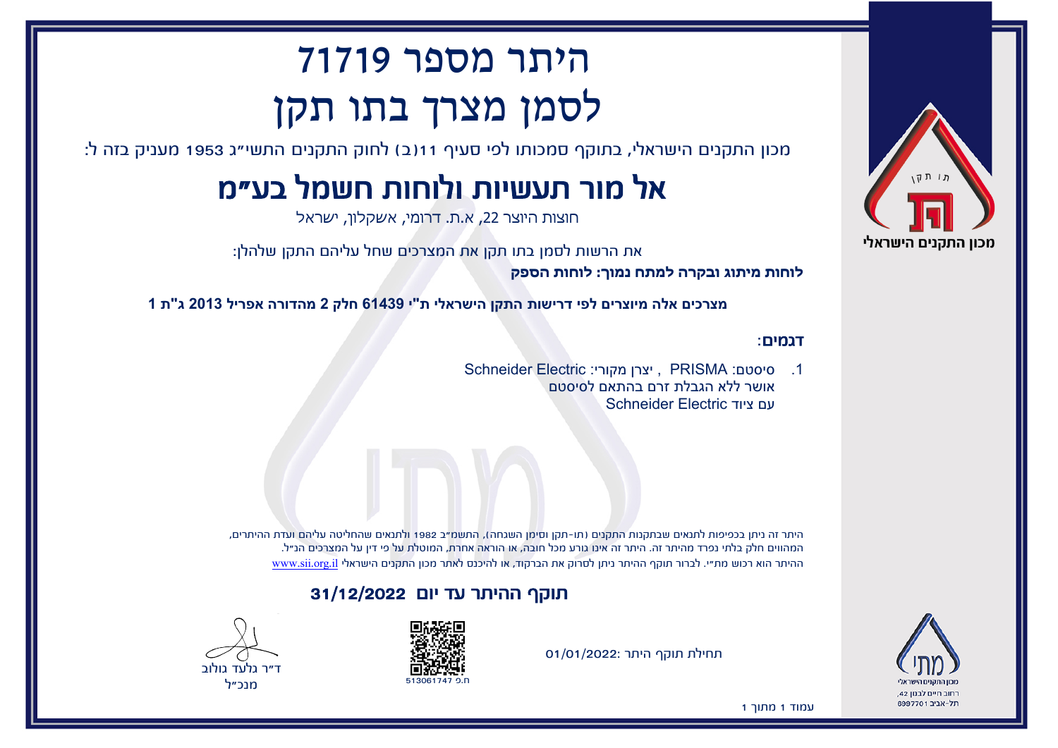# היתר מספר 71719
# לסמן מצרך בתו תקן

מכון התקנים הישראלי, בתוקף סמכותו לפי סעיף 11(ב) לחוק התקנים התשי"ג 1953 מעניק בזה ל:

## אל מור תעשיות ולוחות חשמל בע"מ

חוצות היוצר 22, א.ת. דרומי, אשקלון, ישראל

את הרשות לסמן בתו תקן את המצרכים שחל עליהם התקן שלהלן:

**לוחות מיתוג ובקרה למתח נמוך: לוחות הספק**

**מצרכים אלה מיוצרים לפי דרישות התקן הישראלי ת"י 61439 חלק 2 מהדורה אפריל 2013 ג"ת 1**

**דגמים:**

1. סיסטם: PRISMA , יצרן מקורי: Schneider Electric
   אושר ללא הגבלת זרם בהתאם לסיסטם
   עם ציוד Schneider Electric

היתר זה ניתן בכפיפות לתנאים שבתקנות התקנים (תו-תקן וסימן השגחה), התשמ"ב 1982 ולתנאים שהחליטה עליהם ועדת ההיתרים, המהווים חלק בלתי נפרד מהיתר זה. היתר זה אינו גורע מכל חובה, או הוראה אחרת, המוטלת על פי דין על המצרכים הנ"ל.
ההיתר הוא רכוש מת"י. לבירור תוקף ההיתר ניתן לסרוק את הברקוד, או להיכנס לאתר מכון התקנים הישראלי www.sii.org.il

**תוקף ההיתר עד יום 31/12/2022**

תחילת תוקף היתר: 01/01/2022

ח.פ 513061747

ד"ר גלעד גולוב
מנכ"ל

מכון התקנים הישראלי
רחוב חיים לבנון 42,
תל-אביב 6997701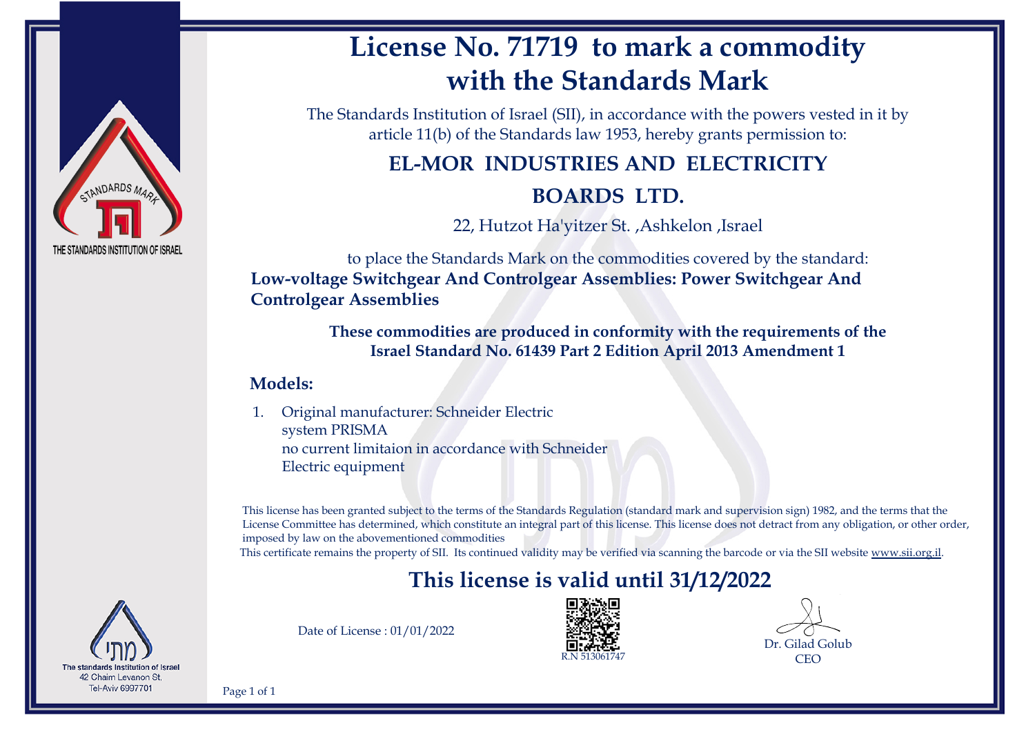# License No. 71719 to mark a commodity with the Standards Mark

The Standards Institution of Israel (SII), in accordance with the powers vested in it by article 11(b) of the Standards law 1953, hereby grants permission to:

## EL-MOR INDUSTRIES AND ELECTRICITY BOARDS LTD.

22, Hutzot Ha'yitzer St. ,Ashkelon ,Israel

to place the Standards Mark on the commodities covered by the standard:

**Low-voltage Switchgear And Controlgear Assemblies: Power Switchgear And Controlgear Assemblies**

**These commodities are produced in conformity with the requirements of the Israel Standard No. 61439 Part 2 Edition April 2013 Amendment 1**

**Models:**

1. Original manufacturer: Schneider Electric
   system PRISMA
   no current limitaion in accordance with Schneider
   Electric equipment

This license has been granted subject to the terms of the Standards Regulation (standard mark and supervision sign) 1982, and the terms that the License Committee has determined, which constitute an integral part of this license. This license does not detract from any obligation, or other order, imposed by law on the abovementioned commodities

This certificate remains the property of SII. Its continued validity may be verified via scanning the barcode or via the SII website www.sii.org.il.

## This license is valid until 31/12/2022

Date of License : 01/01/2022

R.N 513061747

Dr. Gilad Golub
CEO

STANDARDS MARK
THE STANDARDS INSTITUTION OF ISRAEL

מתי
The standards Institution of Israel
42 Chaim Levanon St.
Tel-Aviv 6997701